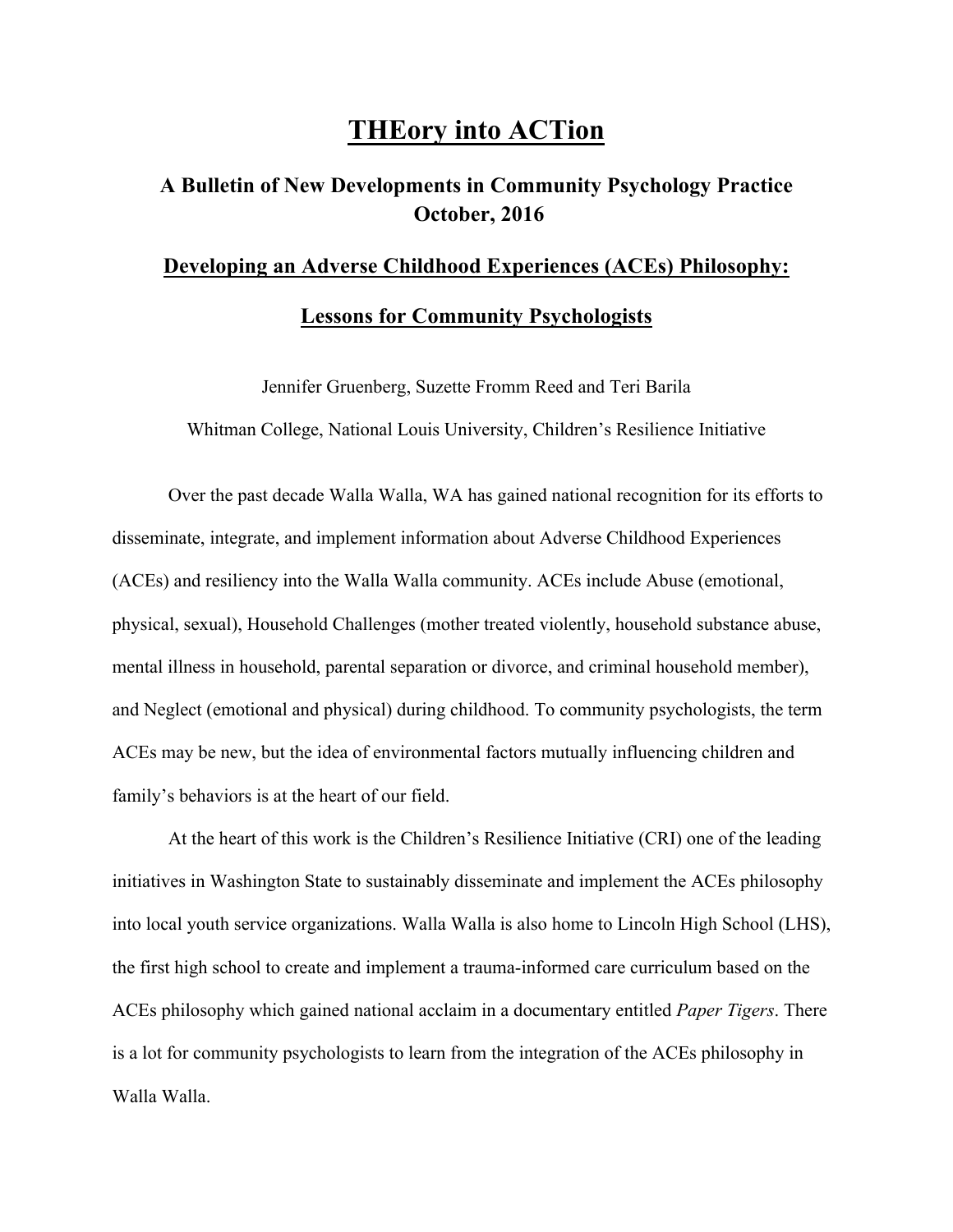# THEory into ACTion

## A Bulletin of New Developments in Community Psychology Practice
## October, 2016

## Developing an Adverse Childhood Experiences (ACEs) Philosophy:

## Lessons for Community Psychologists

Jennifer Gruenberg, Suzette Fromm Reed and Teri Barila

Whitman College, National Louis University, Children's Resilience Initiative

Over the past decade Walla Walla, WA has gained national recognition for its efforts to disseminate, integrate, and implement information about Adverse Childhood Experiences (ACEs) and resiliency into the Walla Walla community. ACEs include Abuse (emotional, physical, sexual), Household Challenges (mother treated violently, household substance abuse, mental illness in household, parental separation or divorce, and criminal household member), and Neglect (emotional and physical) during childhood. To community psychologists, the term ACEs may be new, but the idea of environmental factors mutually influencing children and family's behaviors is at the heart of our field.

At the heart of this work is the Children's Resilience Initiative (CRI) one of the leading initiatives in Washington State to sustainably disseminate and implement the ACEs philosophy into local youth service organizations. Walla Walla is also home to Lincoln High School (LHS), the first high school to create and implement a trauma-informed care curriculum based on the ACEs philosophy which gained national acclaim in a documentary entitled *Paper Tigers*. There is a lot for community psychologists to learn from the integration of the ACEs philosophy in Walla Walla.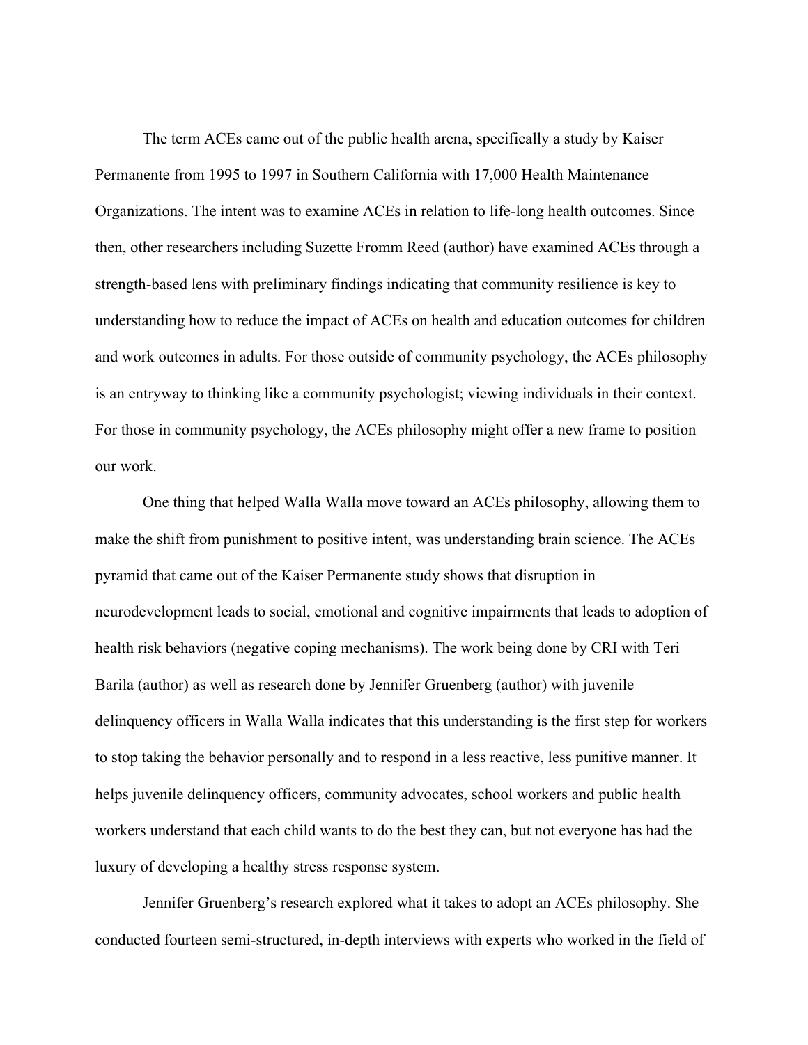The term ACEs came out of the public health arena, specifically a study by Kaiser Permanente from 1995 to 1997 in Southern California with 17,000 Health Maintenance Organizations. The intent was to examine ACEs in relation to life-long health outcomes. Since then, other researchers including Suzette Fromm Reed (author) have examined ACEs through a strength-based lens with preliminary findings indicating that community resilience is key to understanding how to reduce the impact of ACEs on health and education outcomes for children and work outcomes in adults. For those outside of community psychology, the ACEs philosophy is an entryway to thinking like a community psychologist; viewing individuals in their context. For those in community psychology, the ACEs philosophy might offer a new frame to position our work.

One thing that helped Walla Walla move toward an ACEs philosophy, allowing them to make the shift from punishment to positive intent, was understanding brain science. The ACEs pyramid that came out of the Kaiser Permanente study shows that disruption in neurodevelopment leads to social, emotional and cognitive impairments that leads to adoption of health risk behaviors (negative coping mechanisms). The work being done by CRI with Teri Barila (author) as well as research done by Jennifer Gruenberg (author) with juvenile delinquency officers in Walla Walla indicates that this understanding is the first step for workers to stop taking the behavior personally and to respond in a less reactive, less punitive manner. It helps juvenile delinquency officers, community advocates, school workers and public health workers understand that each child wants to do the best they can, but not everyone has had the luxury of developing a healthy stress response system.

Jennifer Gruenberg's research explored what it takes to adopt an ACEs philosophy. She conducted fourteen semi-structured, in-depth interviews with experts who worked in the field of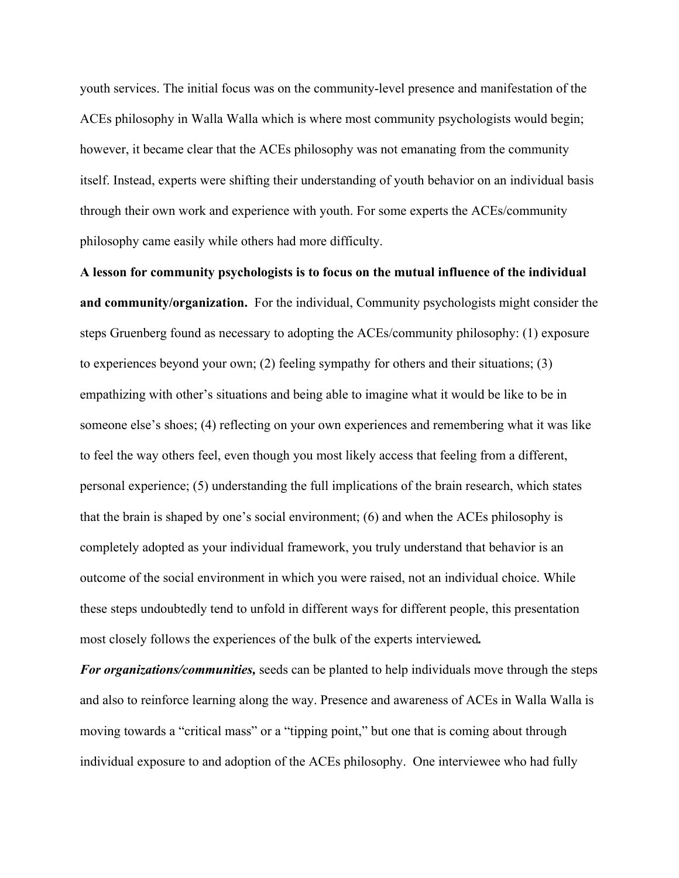youth services. The initial focus was on the community-level presence and manifestation of the ACEs philosophy in Walla Walla which is where most community psychologists would begin; however, it became clear that the ACEs philosophy was not emanating from the community itself. Instead, experts were shifting their understanding of youth behavior on an individual basis through their own work and experience with youth. For some experts the ACEs/community philosophy came easily while others had more difficulty.

**A lesson for community psychologists is to focus on the mutual influence of the individual and community/organization.** For the individual, Community psychologists might consider the steps Gruenberg found as necessary to adopting the ACEs/community philosophy: (1) exposure to experiences beyond your own; (2) feeling sympathy for others and their situations; (3) empathizing with other's situations and being able to imagine what it would be like to be in someone else's shoes; (4) reflecting on your own experiences and remembering what it was like to feel the way others feel, even though you most likely access that feeling from a different, personal experience; (5) understanding the full implications of the brain research, which states that the brain is shaped by one's social environment; (6) and when the ACEs philosophy is completely adopted as your individual framework, you truly understand that behavior is an outcome of the social environment in which you were raised, not an individual choice. While these steps undoubtedly tend to unfold in different ways for different people, this presentation most closely follows the experiences of the bulk of the experts interviewed***.***

***For organizations/communities,*** seeds can be planted to help individuals move through the steps and also to reinforce learning along the way. Presence and awareness of ACEs in Walla Walla is moving towards a "critical mass" or a "tipping point," but one that is coming about through individual exposure to and adoption of the ACEs philosophy. One interviewee who had fully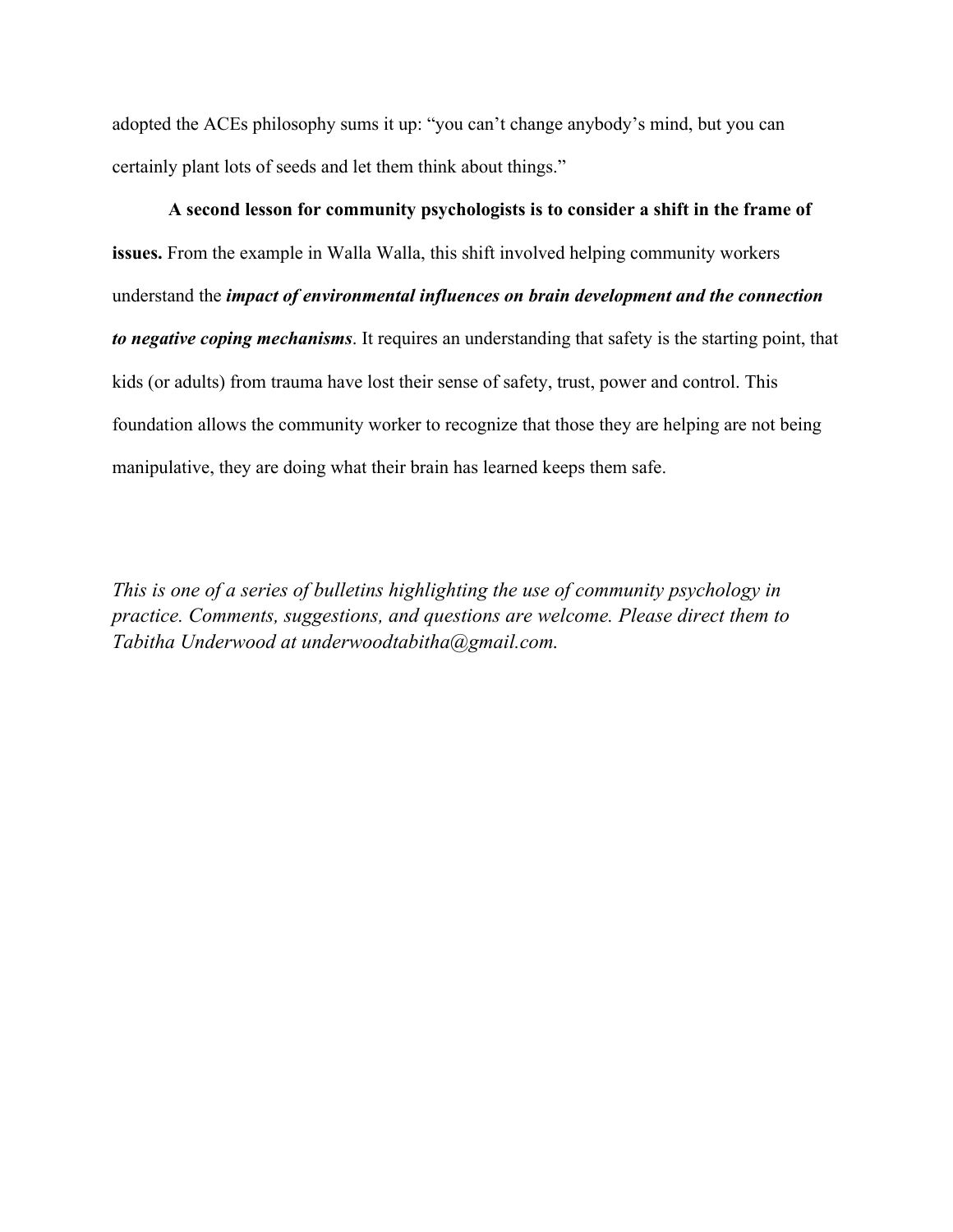adopted the ACEs philosophy sums it up: "you can't change anybody's mind, but you can certainly plant lots of seeds and let them think about things."

**A second lesson for community psychologists is to consider a shift in the frame of issues.** From the example in Walla Walla, this shift involved helping community workers understand the ***impact of environmental influences on brain development and the connection to negative coping mechanisms***. It requires an understanding that safety is the starting point, that kids (or adults) from trauma have lost their sense of safety, trust, power and control. This foundation allows the community worker to recognize that those they are helping are not being manipulative, they are doing what their brain has learned keeps them safe.

*This is one of a series of bulletins highlighting the use of community psychology in practice. Comments, suggestions, and questions are welcome. Please direct them to Tabitha Underwood at underwoodtabitha@gmail.com.*